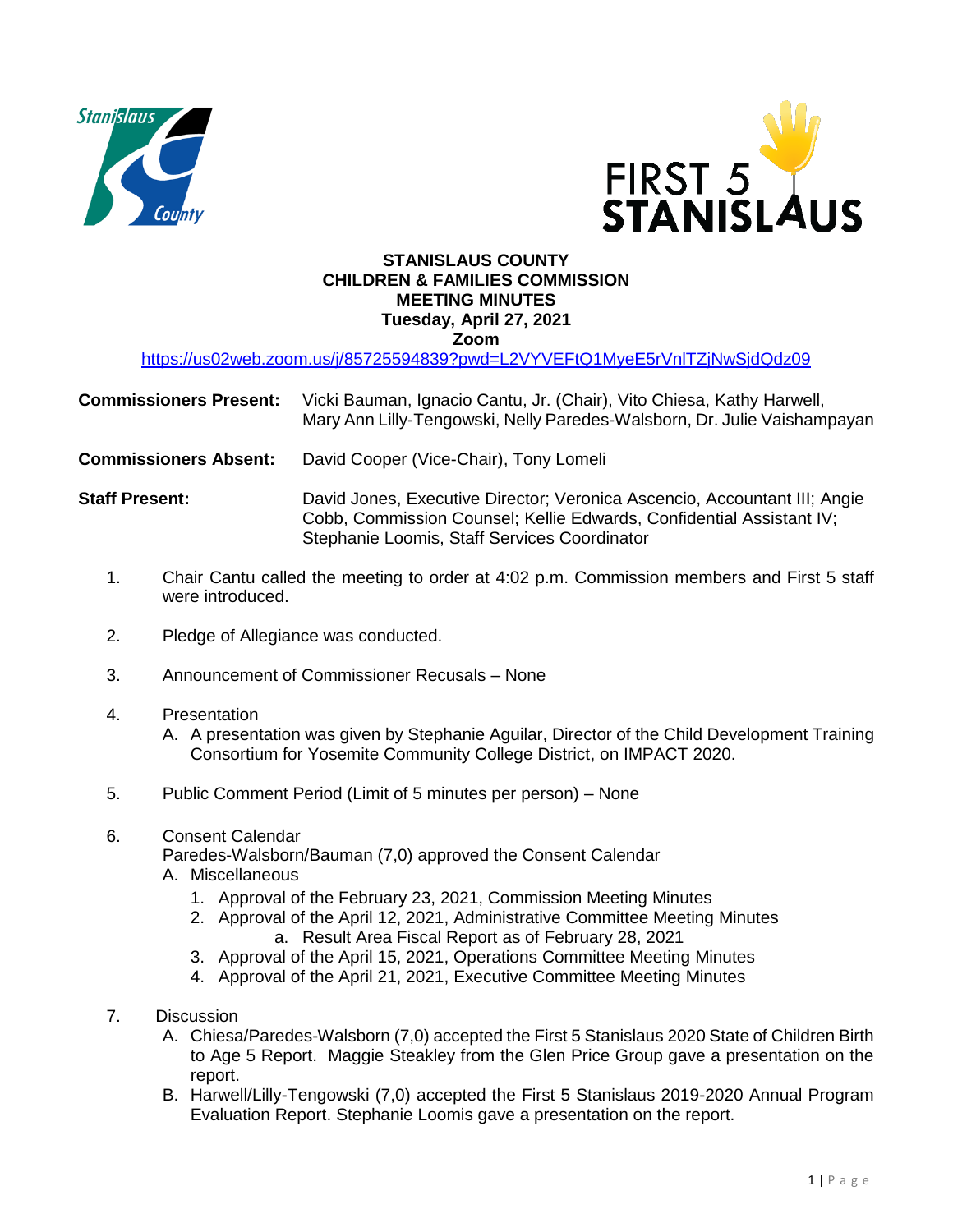**STANISLAUS COUNTY**
**CHILDREN & FAMILIES COMMISSION**
**MEETING MINUTES**
**Tuesday, April 27, 2021**
**Zoom**

https://us02web.zoom.us/j/85725594839?pwd=L2VYVEFtQ1MyeE5rVnlTZjNwSjdQdz09

**Commissioners Present:** Vicki Bauman, Ignacio Cantu, Jr. (Chair), Vito Chiesa, Kathy Harwell, Mary Ann Lilly-Tengowski, Nelly Paredes-Walsborn, Dr. Julie Vaishampayan

**Commissioners Absent:** David Cooper (Vice-Chair), Tony Lomeli

**Staff Present:** David Jones, Executive Director; Veronica Ascencio, Accountant III; Angie Cobb, Commission Counsel; Kellie Edwards, Confidential Assistant IV; Stephanie Loomis, Staff Services Coordinator

1. Chair Cantu called the meeting to order at 4:02 p.m. Commission members and First 5 staff were introduced.

2. Pledge of Allegiance was conducted.

3. Announcement of Commissioner Recusals – None

4. Presentation
   A. A presentation was given by Stephanie Aguilar, Director of the Child Development Training Consortium for Yosemite Community College District, on IMPACT 2020.

5. Public Comment Period (Limit of 5 minutes per person) – None

6. Consent Calendar
   Paredes-Walsborn/Bauman (7,0) approved the Consent Calendar
   A. Miscellaneous
      1. Approval of the February 23, 2021, Commission Meeting Minutes
      2. Approval of the April 12, 2021, Administrative Committee Meeting Minutes
         a. Result Area Fiscal Report as of February 28, 2021
      3. Approval of the April 15, 2021, Operations Committee Meeting Minutes
      4. Approval of the April 21, 2021, Executive Committee Meeting Minutes

7. Discussion
   A. Chiesa/Paredes-Walsborn (7,0) accepted the First 5 Stanislaus 2020 State of Children Birth to Age 5 Report. Maggie Steakley from the Glen Price Group gave a presentation on the report.
   B. Harwell/Lilly-Tengowski (7,0) accepted the First 5 Stanislaus 2019-2020 Annual Program Evaluation Report. Stephanie Loomis gave a presentation on the report.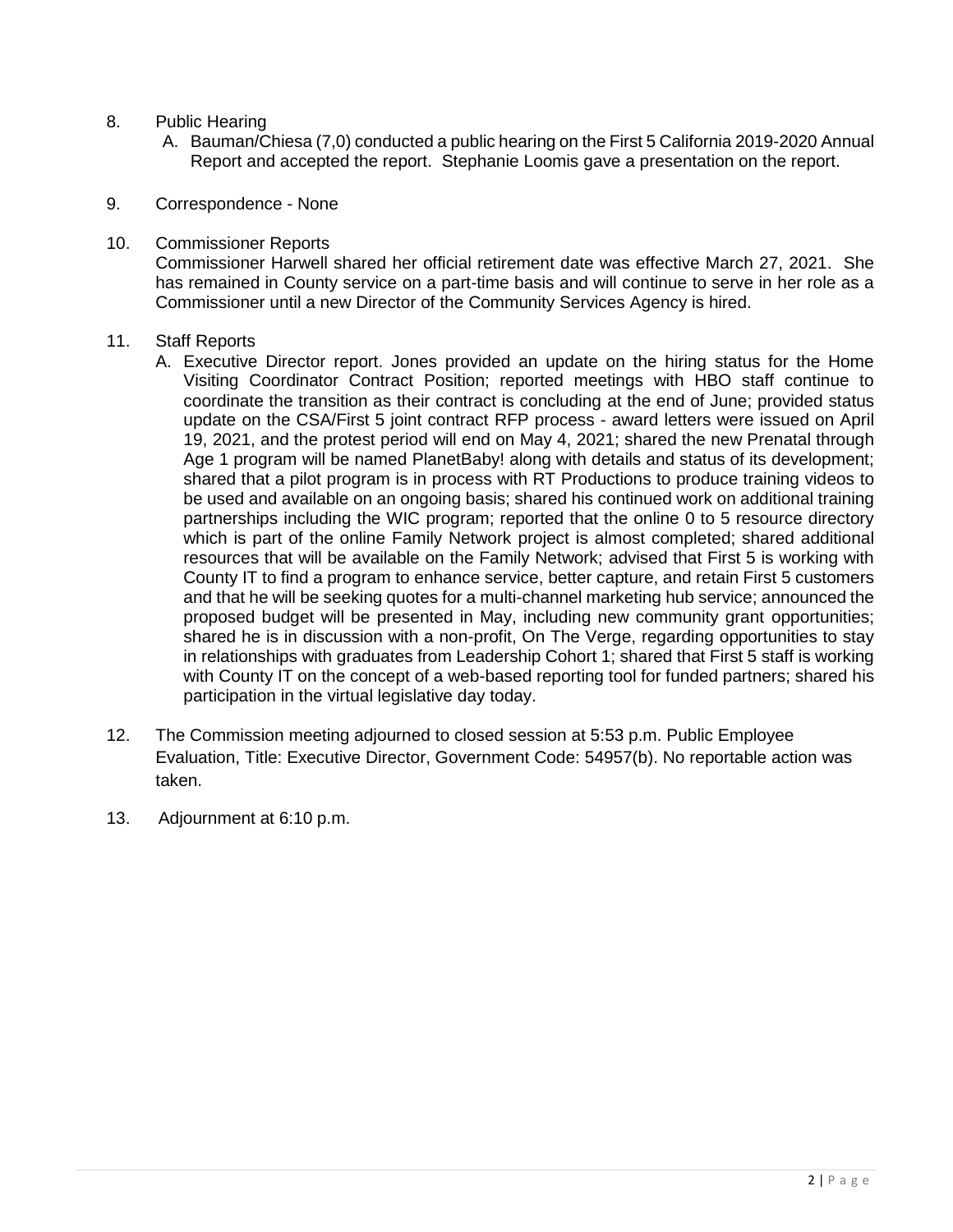8. Public Hearing
   A. Bauman/Chiesa (7,0) conducted a public hearing on the First 5 California 2019-2020 Annual Report and accepted the report. Stephanie Loomis gave a presentation on the report.

9. Correspondence - None

10. Commissioner Reports
    Commissioner Harwell shared her official retirement date was effective March 27, 2021. She has remained in County service on a part-time basis and will continue to serve in her role as a Commissioner until a new Director of the Community Services Agency is hired.

11. Staff Reports
    A. Executive Director report. Jones provided an update on the hiring status for the Home Visiting Coordinator Contract Position; reported meetings with HBO staff continue to coordinate the transition as their contract is concluding at the end of June; provided status update on the CSA/First 5 joint contract RFP process - award letters were issued on April 19, 2021, and the protest period will end on May 4, 2021; shared the new Prenatal through Age 1 program will be named PlanetBaby! along with details and status of its development; shared that a pilot program is in process with RT Productions to produce training videos to be used and available on an ongoing basis; shared his continued work on additional training partnerships including the WIC program; reported that the online 0 to 5 resource directory which is part of the online Family Network project is almost completed; shared additional resources that will be available on the Family Network; advised that First 5 is working with County IT to find a program to enhance service, better capture, and retain First 5 customers and that he will be seeking quotes for a multi-channel marketing hub service; announced the proposed budget will be presented in May, including new community grant opportunities; shared he is in discussion with a non-profit, On The Verge, regarding opportunities to stay in relationships with graduates from Leadership Cohort 1; shared that First 5 staff is working with County IT on the concept of a web-based reporting tool for funded partners; shared his participation in the virtual legislative day today.

12. The Commission meeting adjourned to closed session at 5:53 p.m. Public Employee Evaluation, Title: Executive Director, Government Code: 54957(b). No reportable action was taken.

13. Adjournment at 6:10 p.m.